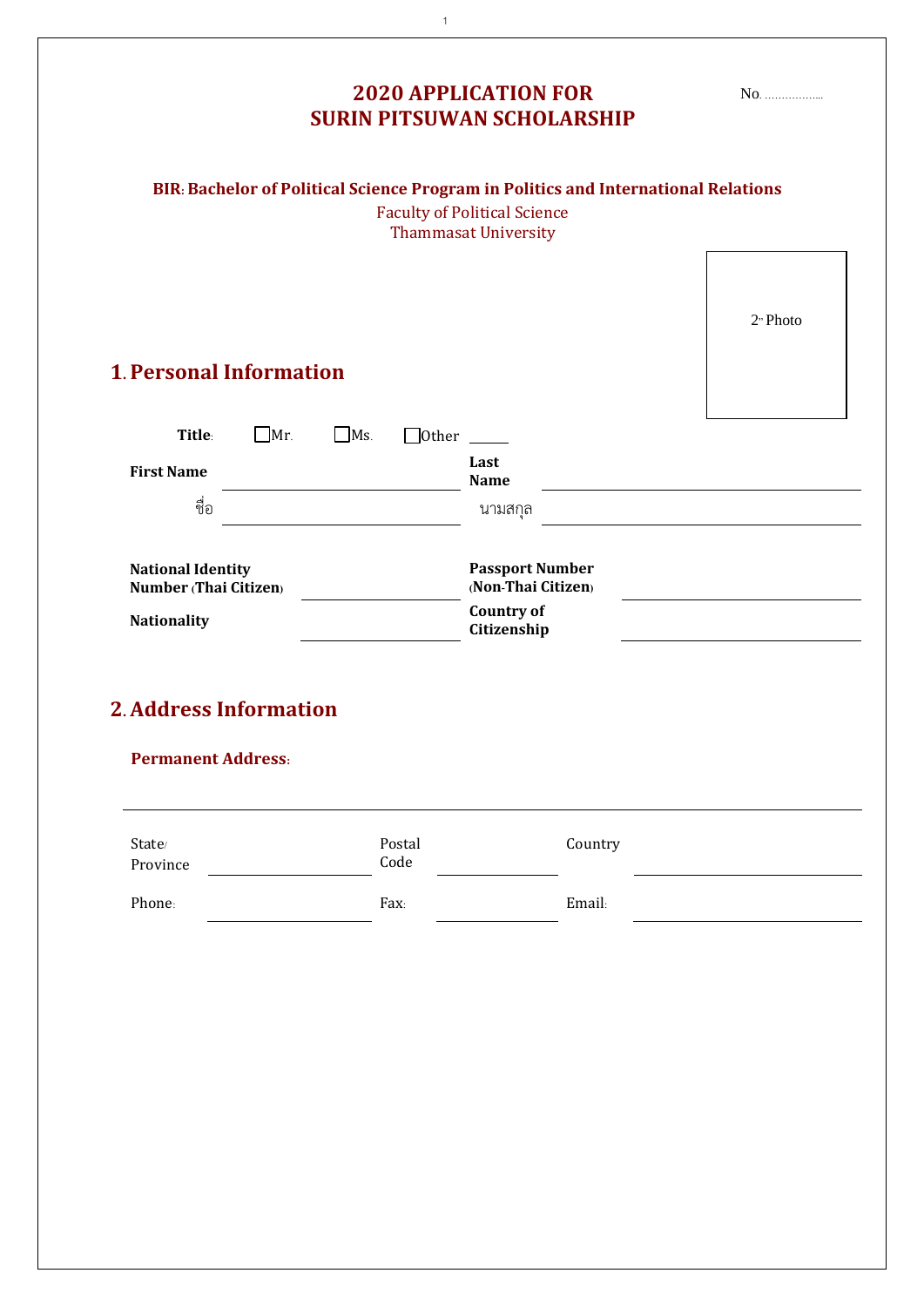# 2020 APPLICATION FOR SURIN PITSUWAN SCHOLARSHIP

No. .................

**BIR: Bachelor of Political Science Program in Politics and International Relations**

Faculty of Political Science
Thammasat University

2" Photo

## 1. Personal Information

**Title:** ☐ Mr. ☐ Ms. ☐ Other ______

**First Name** ____________________ **Last Name** ____________________

ชื่อ ____________________ นามสกุล ____________________

**National Identity Number (Thai Citizen)** ____________________ **Passport Number (Non-Thai Citizen)** ____________________

**Nationality** ____________________ **Country of Citizenship** ____________________

## 2. Address Information

**Permanent Address:**

______________________________________________________________

State/Province ____________________ Postal Code ____________________ Country ____________________

Phone: ____________________ Fax: ____________________ Email: ____________________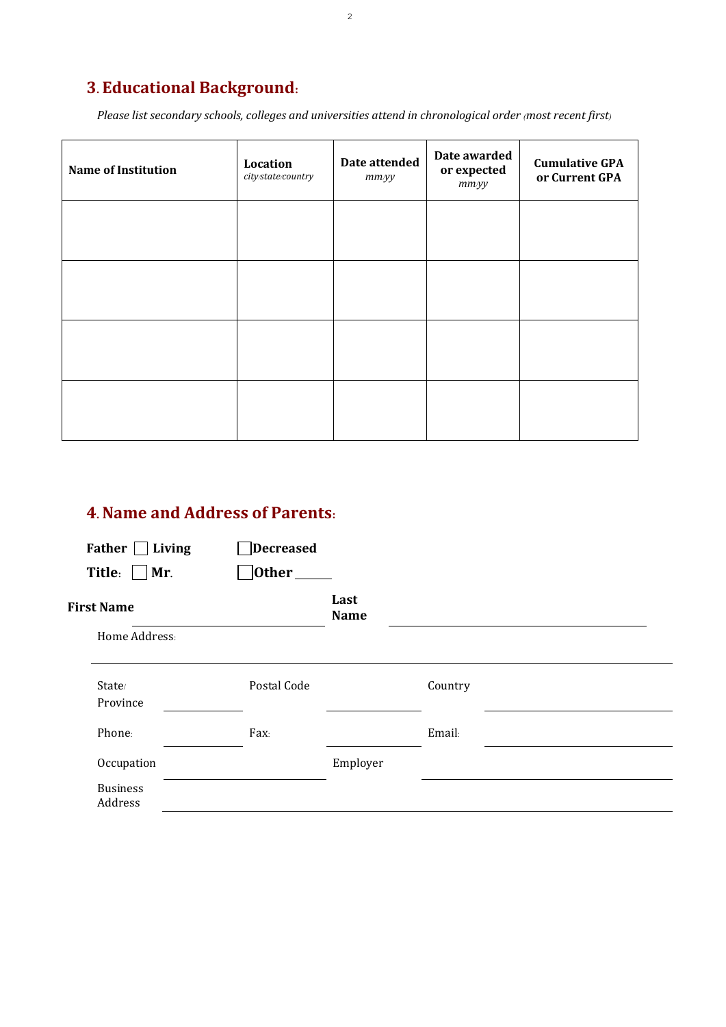## 3. Educational Background:

*Please list secondary schools, colleges and universities attend in chronological order (most recent first)*

| **Name of Institution** | **Location** *city/state/country* | **Date attended** *mm/yy* | **Date awarded or expected** *mm/yy* | **Cumulative GPA or Current GPA** |
|---|---|---|---|---|
| | | | | |
| | | | | |
| | | | | |
| | | | | |

## 4. Name and Address of Parents:

**Father** ☐ **Living** ☐ **Decreased**

**Title:** ☐ **Mr.** ☐ **Other** ______

**First Name** ______________________ **Last Name** ______________________

Home Address: ______________________

State/Province ____________ Postal Code ____________ Country ____________

Phone: ____________ Fax: ____________ Email: ____________

Occupation ____________ Employer ____________

Business Address ______________________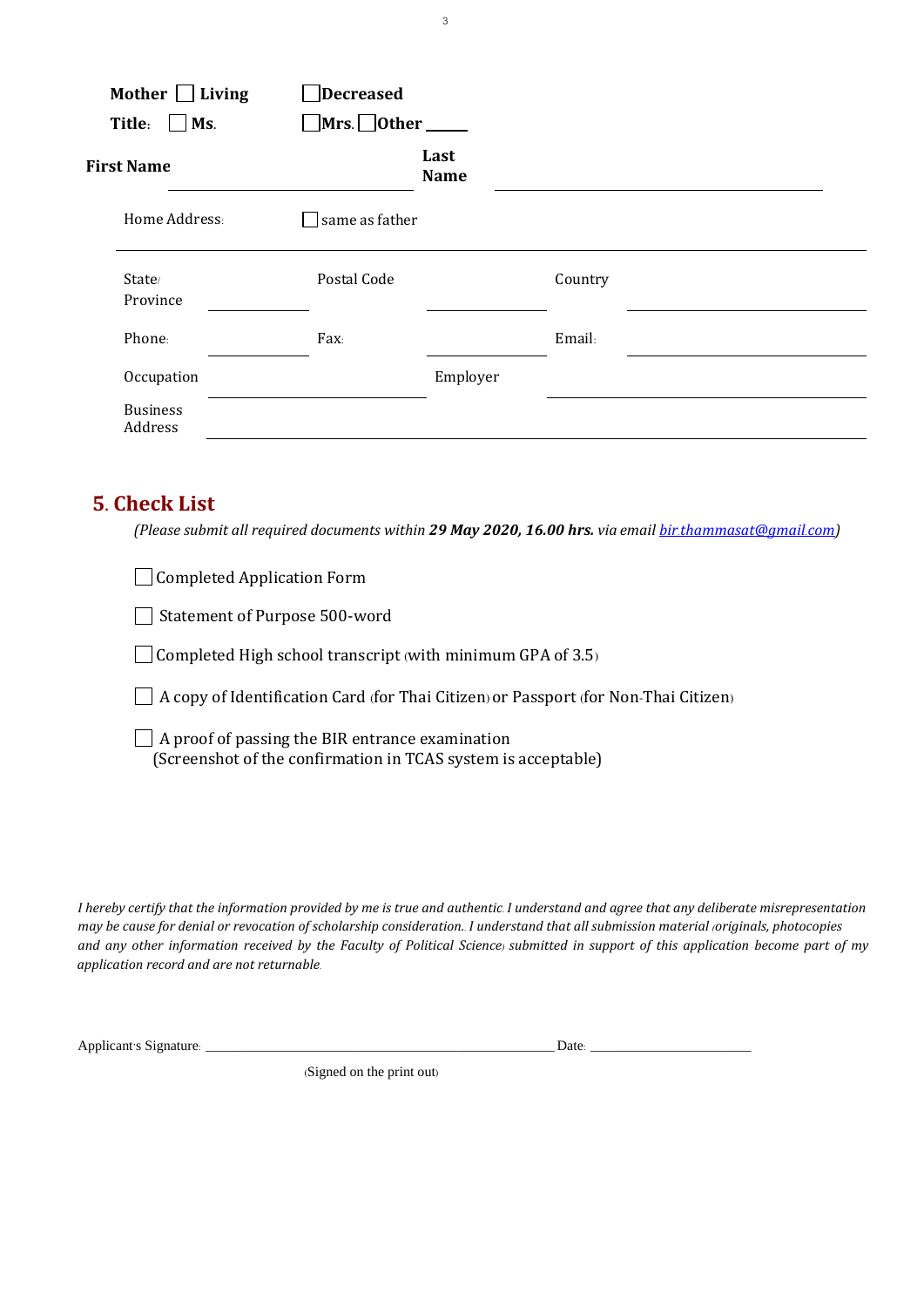**Mother** ☐ **Living** ☐ **Decreased**

**Title:** ☐ **Ms.** ☐ **Mrs.** ☐ **Other** _____

**First Name** ______________________ **Last Name** ______________________

Home Address: ☐ same as father

_______________________________________________

State/ Province __________ Postal Code __________ Country __________

Phone: __________ Fax: __________ Email: __________

Occupation __________ Employer __________

Business Address __________

## 5. Check List

*(Please submit all required documents within* ***29 May 2020, 16.00 hrs.*** *via email [bir.thammasat@gmail.com](mailto:bir.thammasat@gmail.com))*

☐ Completed Application Form

☐ Statement of Purpose 500-word

☐ Completed High school transcript (with minimum GPA of 3.5)

☐ A copy of Identification Card (for Thai Citizen) or Passport (for Non-Thai Citizen)

☐ A proof of passing the BIR entrance examination
(Screenshot of the confirmation in TCAS system is acceptable)

*I hereby certify that the information provided by me is true and authentic. I understand and agree that any deliberate misrepresentation may be cause for denial or revocation of scholarship consideration.. I understand that all submission material (originals, photocopies and any other information received by the Faculty of Political Science) submitted in support of this application become part of my application record and are not returnable.*

Applicant's Signature: ________________________________ Date: ________________

(Signed on the print out)